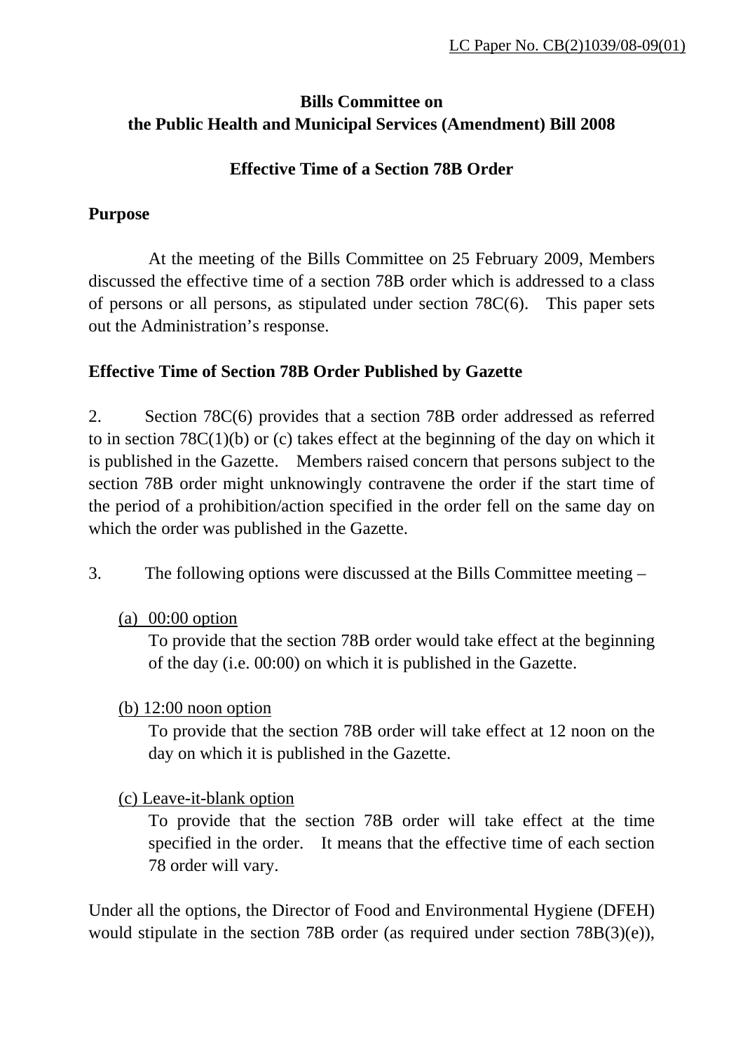LC Paper No. CB(2)1039/08-09(01)

**Bills Committee on**
**the Public Health and Municipal Services (Amendment) Bill 2008**

**Effective Time of a Section 78B Order**

**Purpose**

At the meeting of the Bills Committee on 25 February 2009, Members discussed the effective time of a section 78B order which is addressed to a class of persons or all persons, as stipulated under section 78C(6). This paper sets out the Administration's response.

**Effective Time of Section 78B Order Published by Gazette**

2. Section 78C(6) provides that a section 78B order addressed as referred to in section 78C(1)(b) or (c) takes effect at the beginning of the day on which it is published in the Gazette. Members raised concern that persons subject to the section 78B order might unknowingly contravene the order if the start time of the period of a prohibition/action specified in the order fell on the same day on which the order was published in the Gazette.

3. The following options were discussed at the Bills Committee meeting –

(a) 00:00 option
To provide that the section 78B order would take effect at the beginning of the day (i.e. 00:00) on which it is published in the Gazette.

(b) 12:00 noon option
To provide that the section 78B order will take effect at 12 noon on the day on which it is published in the Gazette.

(c) Leave-it-blank option
To provide that the section 78B order will take effect at the time specified in the order. It means that the effective time of each section 78 order will vary.

Under all the options, the Director of Food and Environmental Hygiene (DFEH) would stipulate in the section 78B order (as required under section 78B(3)(e)),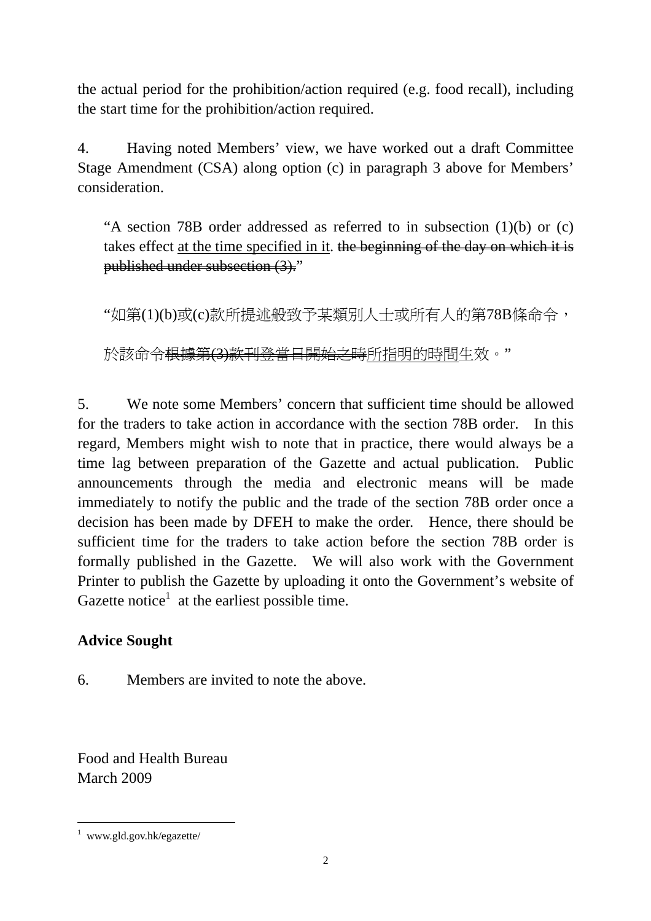the actual period for the prohibition/action required (e.g. food recall), including the start time for the prohibition/action required.

4. Having noted Members' view, we have worked out a draft Committee Stage Amendment (CSA) along option (c) in paragraph 3 above for Members' consideration.

> "A section 78B order addressed as referred to in subsection (1)(b) or (c) takes effect <u>at the time specified in it</u>. ~~the beginning of the day on which it is published under subsection (3).~~"
>
> "如第(1)(b)或(c)款所提述般致予某類別人士或所有人的第78B條命令，於該命令~~根據第(3)款刊登當日開始之時~~<u>所指明的時間</u>生效。"

5. We note some Members' concern that sufficient time should be allowed for the traders to take action in accordance with the section 78B order. In this regard, Members might wish to note that in practice, there would always be a time lag between preparation of the Gazette and actual publication. Public announcements through the media and electronic means will be made immediately to notify the public and the trade of the section 78B order once a decision has been made by DFEH to make the order. Hence, there should be sufficient time for the traders to take action before the section 78B order is formally published in the Gazette. We will also work with the Government Printer to publish the Gazette by uploading it onto the Government's website of Gazette notice[1] at the earliest possible time.

**Advice Sought**

6. Members are invited to note the above.

Food and Health Bureau
March 2009

[1] www.gld.gov.hk/egazette/